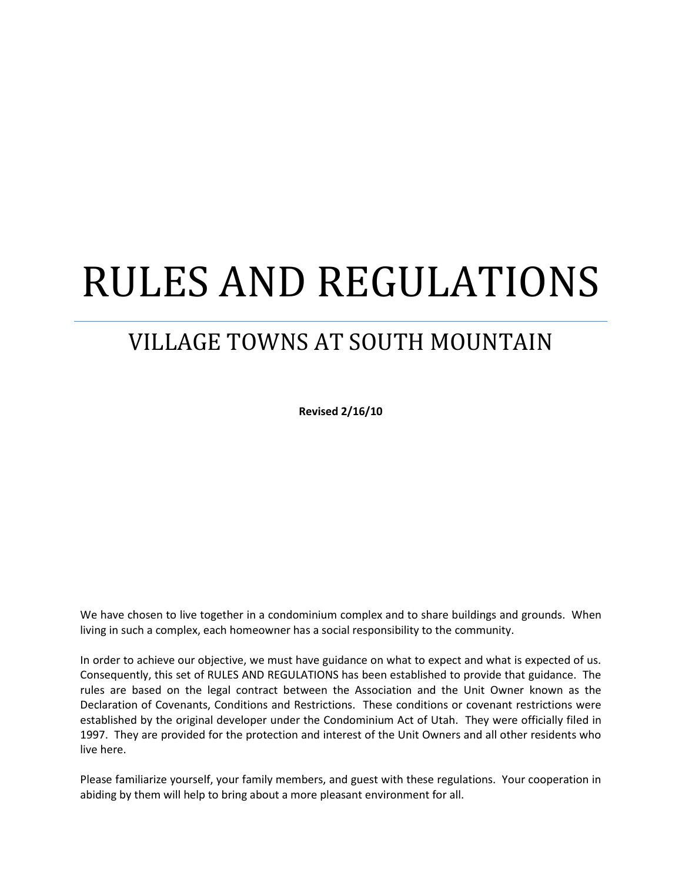# RULES AND REGULATIONS

## VILLAGE TOWNS AT SOUTH MOUNTAIN

**Revised 2/16/10**

We have chosen to live together in a condominium complex and to share buildings and grounds. When living in such a complex, each homeowner has a social responsibility to the community.

In order to achieve our objective, we must have guidance on what to expect and what is expected of us. Consequently, this set of RULES AND REGULATIONS has been established to provide that guidance. The rules are based on the legal contract between the Association and the Unit Owner known as the Declaration of Covenants, Conditions and Restrictions. These conditions or covenant restrictions were established by the original developer under the Condominium Act of Utah. They were officially filed in 1997. They are provided for the protection and interest of the Unit Owners and all other residents who live here.

Please familiarize yourself, your family members, and guest with these regulations. Your cooperation in abiding by them will help to bring about a more pleasant environment for all.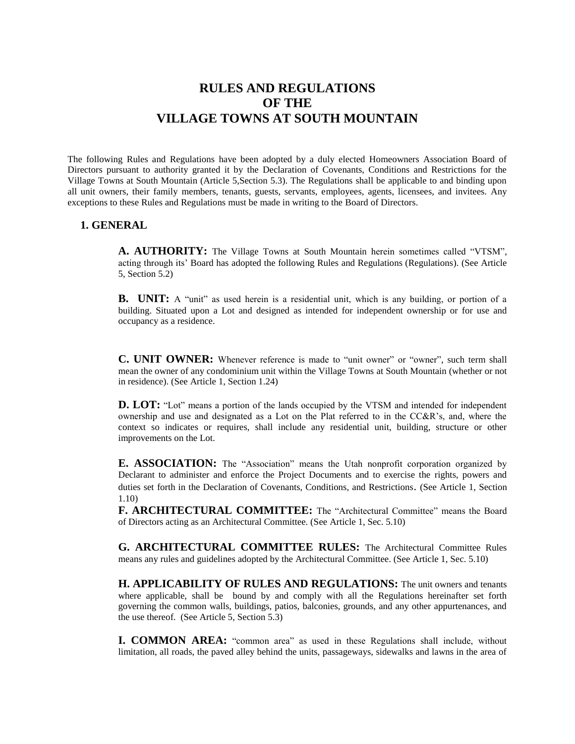# RULES AND REGULATIONS
# OF THE
# VILLAGE TOWNS AT SOUTH MOUNTAIN

The following Rules and Regulations have been adopted by a duly elected Homeowners Association Board of Directors pursuant to authority granted it by the Declaration of Covenants, Conditions and Restrictions for the Village Towns at South Mountain (Article 5,Section 5.3). The Regulations shall be applicable to and binding upon all unit owners, their family members, tenants, guests, servants, employees, agents, licensees, and invitees. Any exceptions to these Rules and Regulations must be made in writing to the Board of Directors.

## 1. GENERAL

**A. AUTHORITY:** The Village Towns at South Mountain herein sometimes called "VTSM", acting through its' Board has adopted the following Rules and Regulations (Regulations). (See Article 5, Section 5.2)

**B. UNIT:** A "unit" as used herein is a residential unit, which is any building, or portion of a building. Situated upon a Lot and designed as intended for independent ownership or for use and occupancy as a residence.

**C. UNIT OWNER:** Whenever reference is made to "unit owner" or "owner", such term shall mean the owner of any condominium unit within the Village Towns at South Mountain (whether or not in residence). (See Article 1, Section 1.24)

**D. LOT:** "Lot" means a portion of the lands occupied by the VTSM and intended for independent ownership and use and designated as a Lot on the Plat referred to in the CC&R's, and, where the context so indicates or requires, shall include any residential unit, building, structure or other improvements on the Lot.

**E. ASSOCIATION:** The "Association" means the Utah nonprofit corporation organized by Declarant to administer and enforce the Project Documents and to exercise the rights, powers and duties set forth in the Declaration of Covenants, Conditions, and Restrictions. (See Article 1, Section 1.10)

**F. ARCHITECTURAL COMMITTEE:** The "Architectural Committee" means the Board of Directors acting as an Architectural Committee. (See Article 1, Sec. 5.10)

**G. ARCHITECTURAL COMMITTEE RULES:** The Architectural Committee Rules means any rules and guidelines adopted by the Architectural Committee. (See Article 1, Sec. 5.10)

**H. APPLICABILITY OF RULES AND REGULATIONS:** The unit owners and tenants where applicable, shall be bound by and comply with all the Regulations hereinafter set forth governing the common walls, buildings, patios, balconies, grounds, and any other appurtenances, and the use thereof. (See Article 5, Section 5.3)

**I. COMMON AREA:** "common area" as used in these Regulations shall include, without limitation, all roads, the paved alley behind the units, passageways, sidewalks and lawns in the area of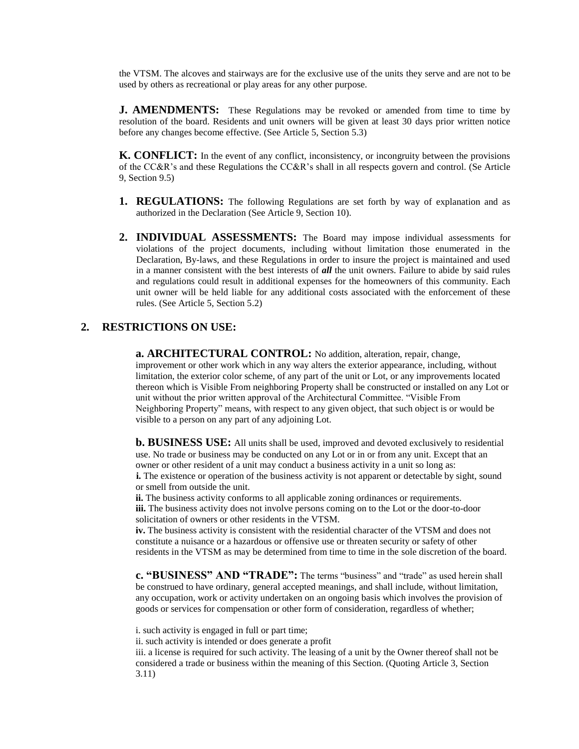the VTSM. The alcoves and stairways are for the exclusive use of the units they serve and are not to be used by others as recreational or play areas for any other purpose.

**J. AMENDMENTS:** These Regulations may be revoked or amended from time to time by resolution of the board. Residents and unit owners will be given at least 30 days prior written notice before any changes become effective. (See Article 5, Section 5.3)

**K. CONFLICT:** In the event of any conflict, inconsistency, or incongruity between the provisions of the CC&R's and these Regulations the CC&R's shall in all respects govern and control. (Se Article 9, Section 9.5)

1. **REGULATIONS:** The following Regulations are set forth by way of explanation and as authorized in the Declaration (See Article 9, Section 10).

2. **INDIVIDUAL ASSESSMENTS:** The Board may impose individual assessments for violations of the project documents, including without limitation those enumerated in the Declaration, By-laws, and these Regulations in order to insure the project is maintained and used in a manner consistent with the best interests of ***all*** the unit owners. Failure to abide by said rules and regulations could result in additional expenses for the homeowners of this community. Each unit owner will be held liable for any additional costs associated with the enforcement of these rules. (See Article 5, Section 5.2)

## 2. RESTRICTIONS ON USE:

**a. ARCHITECTURAL CONTROL:** No addition, alteration, repair, change, improvement or other work which in any way alters the exterior appearance, including, without limitation, the exterior color scheme, of any part of the unit or Lot, or any improvements located thereon which is Visible From neighboring Property shall be constructed or installed on any Lot or unit without the prior written approval of the Architectural Committee. "Visible From Neighboring Property" means, with respect to any given object, that such object is or would be visible to a person on any part of any adjoining Lot.

**b. BUSINESS USE:** All units shall be used, improved and devoted exclusively to residential use. No trade or business may be conducted on any Lot or in or from any unit. Except that an owner or other resident of a unit may conduct a business activity in a unit so long as:

**i.** The existence or operation of the business activity is not apparent or detectable by sight, sound or smell from outside the unit.

**ii.** The business activity conforms to all applicable zoning ordinances or requirements.

**iii.** The business activity does not involve persons coming on to the Lot or the door-to-door solicitation of owners or other residents in the VTSM.

**iv.** The business activity is consistent with the residential character of the VTSM and does not constitute a nuisance or a hazardous or offensive use or threaten security or safety of other residents in the VTSM as may be determined from time to time in the sole discretion of the board.

**c. "BUSINESS" AND "TRADE":** The terms "business" and "trade" as used herein shall be construed to have ordinary, general accepted meanings, and shall include, without limitation, any occupation, work or activity undertaken on an ongoing basis which involves the provision of goods or services for compensation or other form of consideration, regardless of whether;

i. such activity is engaged in full or part time;

ii. such activity is intended or does generate a profit

iii. a license is required for such activity. The leasing of a unit by the Owner thereof shall not be considered a trade or business within the meaning of this Section. (Quoting Article 3, Section 3.11)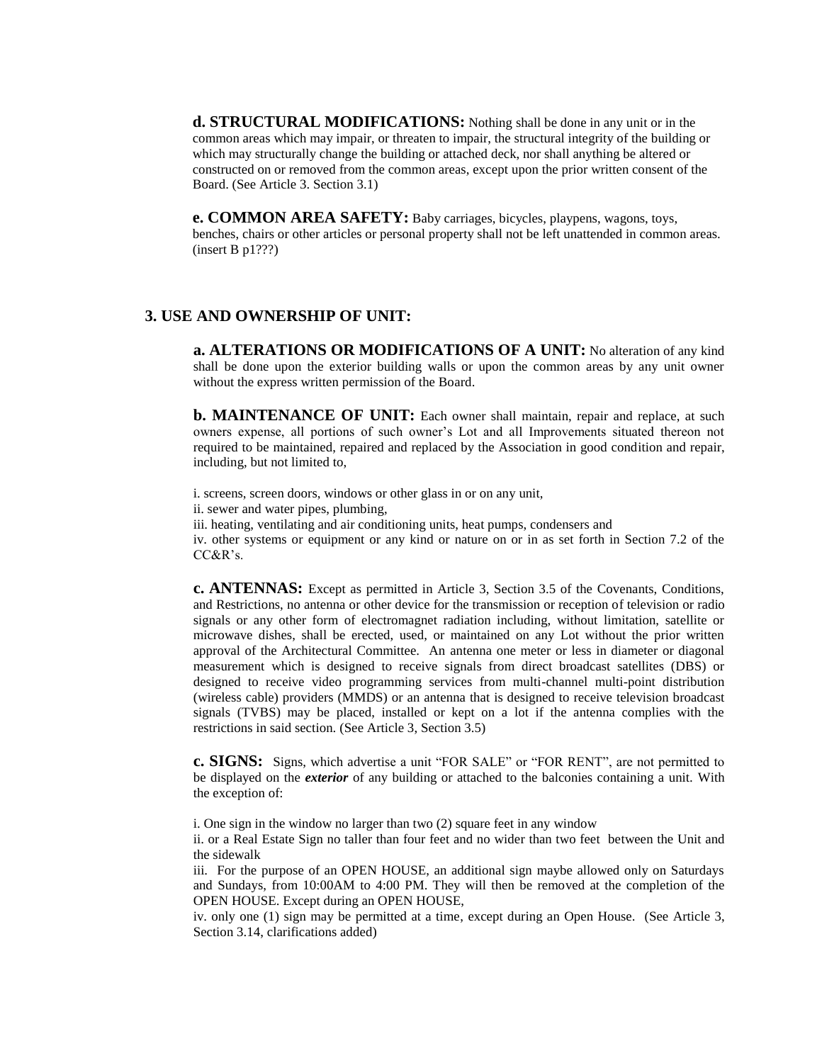**d. STRUCTURAL MODIFICATIONS:** Nothing shall be done in any unit or in the common areas which may impair, or threaten to impair, the structural integrity of the building or which may structurally change the building or attached deck, nor shall anything be altered or constructed on or removed from the common areas, except upon the prior written consent of the Board. (See Article 3. Section 3.1)

**e. COMMON AREA SAFETY:** Baby carriages, bicycles, playpens, wagons, toys, benches, chairs or other articles or personal property shall not be left unattended in common areas. (insert B p1???)

## 3. USE AND OWNERSHIP OF UNIT:

**a. ALTERATIONS OR MODIFICATIONS OF A UNIT:** No alteration of any kind shall be done upon the exterior building walls or upon the common areas by any unit owner without the express written permission of the Board.

**b. MAINTENANCE OF UNIT:** Each owner shall maintain, repair and replace, at such owners expense, all portions of such owner's Lot and all Improvements situated thereon not required to be maintained, repaired and replaced by the Association in good condition and repair, including, but not limited to,

i. screens, screen doors, windows or other glass in or on any unit,
ii. sewer and water pipes, plumbing,
iii. heating, ventilating and air conditioning units, heat pumps, condensers and
iv. other systems or equipment or any kind or nature on or in as set forth in Section 7.2 of the CC&R's.

**c. ANTENNAS:** Except as permitted in Article 3, Section 3.5 of the Covenants, Conditions, and Restrictions, no antenna or other device for the transmission or reception of television or radio signals or any other form of electromagnet radiation including, without limitation, satellite or microwave dishes, shall be erected, used, or maintained on any Lot without the prior written approval of the Architectural Committee. An antenna one meter or less in diameter or diagonal measurement which is designed to receive signals from direct broadcast satellites (DBS) or designed to receive video programming services from multi-channel multi-point distribution (wireless cable) providers (MMDS) or an antenna that is designed to receive television broadcast signals (TVBS) may be placed, installed or kept on a lot if the antenna complies with the restrictions in said section. (See Article 3, Section 3.5)

**c. SIGNS:** Signs, which advertise a unit "FOR SALE" or "FOR RENT", are not permitted to be displayed on the ***exterior*** of any building or attached to the balconies containing a unit. With the exception of:

i. One sign in the window no larger than two (2) square feet in any window
ii. or a Real Estate Sign no taller than four feet and no wider than two feet between the Unit and the sidewalk
iii. For the purpose of an OPEN HOUSE, an additional sign maybe allowed only on Saturdays and Sundays, from 10:00AM to 4:00 PM. They will then be removed at the completion of the OPEN HOUSE. Except during an OPEN HOUSE,
iv. only one (1) sign may be permitted at a time, except during an Open House. (See Article 3, Section 3.14, clarifications added)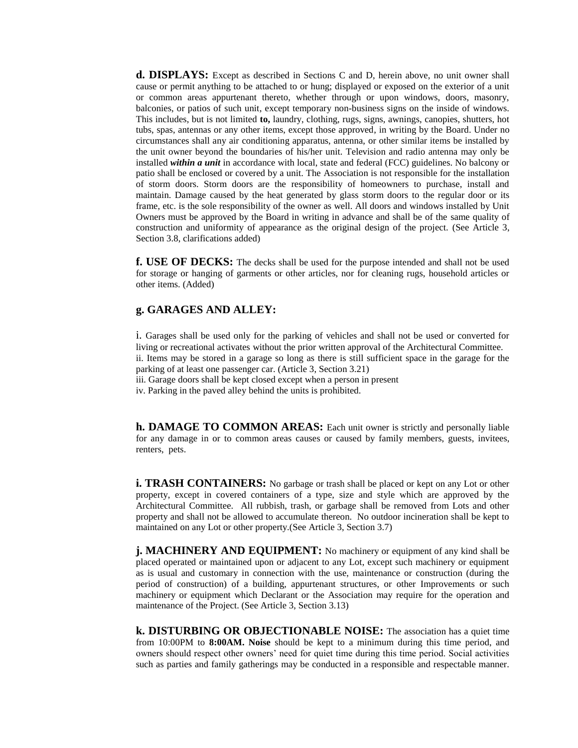**d. DISPLAYS:** Except as described in Sections C and D, herein above, no unit owner shall cause or permit anything to be attached to or hung; displayed or exposed on the exterior of a unit or common areas appurtenant thereto, whether through or upon windows, doors, masonry, balconies, or patios of such unit, except temporary non-business signs on the inside of windows. This includes, but is not limited **to,** laundry, clothing, rugs, signs, awnings, canopies, shutters, hot tubs, spas, antennas or any other items, except those approved, in writing by the Board. Under no circumstances shall any air conditioning apparatus, antenna, or other similar items be installed by the unit owner beyond the boundaries of his/her unit. Television and radio antenna may only be installed ***within a unit*** in accordance with local, state and federal (FCC) guidelines. No balcony or patio shall be enclosed or covered by a unit. The Association is not responsible for the installation of storm doors. Storm doors are the responsibility of homeowners to purchase, install and maintain. Damage caused by the heat generated by glass storm doors to the regular door or its frame, etc. is the sole responsibility of the owner as well. All doors and windows installed by Unit Owners must be approved by the Board in writing in advance and shall be of the same quality of construction and uniformity of appearance as the original design of the project. (See Article 3, Section 3.8, clarifications added)

**f. USE OF DECKS:** The decks shall be used for the purpose intended and shall not be used for storage or hanging of garments or other articles, nor for cleaning rugs, household articles or other items. (Added)

**g. GARAGES AND ALLEY:**

i. Garages shall be used only for the parking of vehicles and shall not be used or converted for living or recreational activates without the prior written approval of the Architectural Committee.
ii. Items may be stored in a garage so long as there is still sufficient space in the garage for the parking of at least one passenger car. (Article 3, Section 3.21)
iii. Garage doors shall be kept closed except when a person in present
iv. Parking in the paved alley behind the units is prohibited.

**h. DAMAGE TO COMMON AREAS:** Each unit owner is strictly and personally liable for any damage in or to common areas causes or caused by family members, guests, invitees, renters, pets.

**i. TRASH CONTAINERS:** No garbage or trash shall be placed or kept on any Lot or other property, except in covered containers of a type, size and style which are approved by the Architectural Committee. All rubbish, trash, or garbage shall be removed from Lots and other property and shall not be allowed to accumulate thereon. No outdoor incineration shall be kept to maintained on any Lot or other property.(See Article 3, Section 3.7)

**j. MACHINERY AND EQUIPMENT:** No machinery or equipment of any kind shall be placed operated or maintained upon or adjacent to any Lot, except such machinery or equipment as is usual and customary in connection with the use, maintenance or construction (during the period of construction) of a building, appurtenant structures, or other Improvements or such machinery or equipment which Declarant or the Association may require for the operation and maintenance of the Project. (See Article 3, Section 3.13)

**k. DISTURBING OR OBJECTIONABLE NOISE:** The association has a quiet time from 10:00PM to **8:00AM. Noise** should be kept to a minimum during this time period, and owners should respect other owners' need for quiet time during this time period. Social activities such as parties and family gatherings may be conducted in a responsible and respectable manner.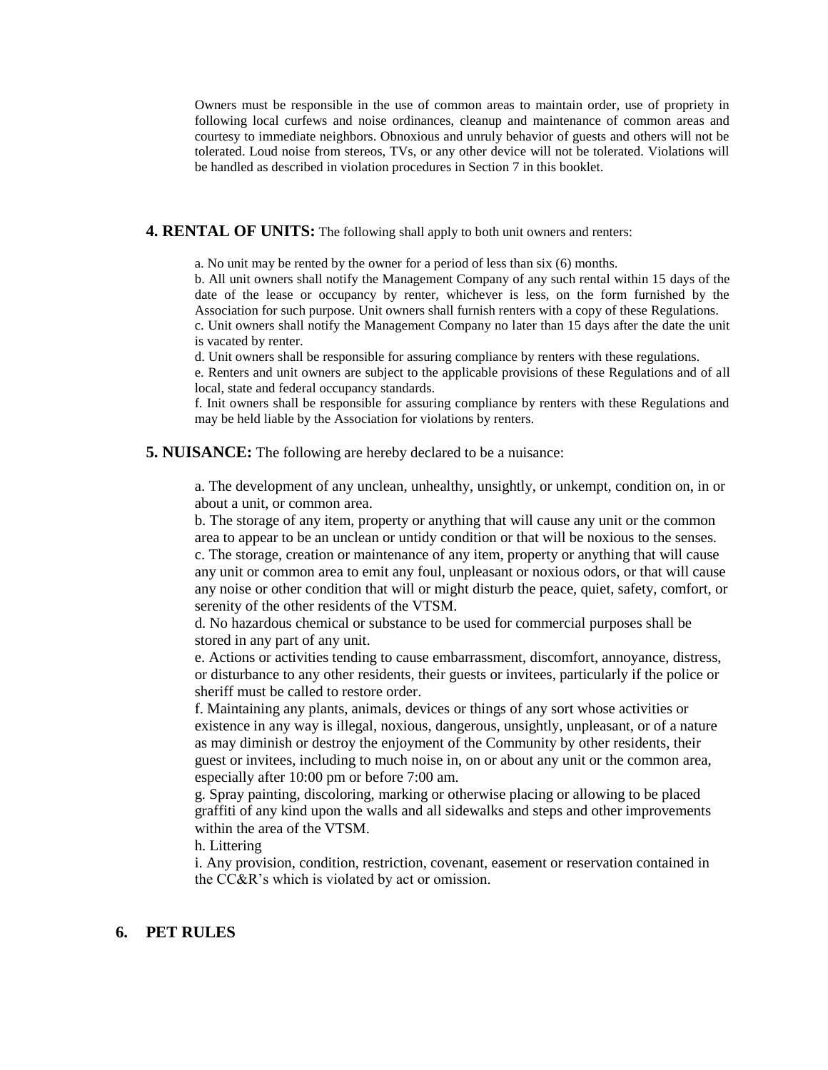Owners must be responsible in the use of common areas to maintain order, use of propriety in following local curfews and noise ordinances, cleanup and maintenance of common areas and courtesy to immediate neighbors. Obnoxious and unruly behavior of guests and others will not be tolerated. Loud noise from stereos, TVs, or any other device will not be tolerated. Violations will be handled as described in violation procedures in Section 7 in this booklet.

**4. RENTAL OF UNITS:** The following shall apply to both unit owners and renters:

a. No unit may be rented by the owner for a period of less than six (6) months.
b. All unit owners shall notify the Management Company of any such rental within 15 days of the date of the lease or occupancy by renter, whichever is less, on the form furnished by the Association for such purpose. Unit owners shall furnish renters with a copy of these Regulations.
c. Unit owners shall notify the Management Company no later than 15 days after the date the unit is vacated by renter.
d. Unit owners shall be responsible for assuring compliance by renters with these regulations.
e. Renters and unit owners are subject to the applicable provisions of these Regulations and of all local, state and federal occupancy standards.
f. Init owners shall be responsible for assuring compliance by renters with these Regulations and may be held liable by the Association for violations by renters.

**5. NUISANCE:** The following are hereby declared to be a nuisance:

a. The development of any unclean, unhealthy, unsightly, or unkempt, condition on, in or about a unit, or common area.
b. The storage of any item, property or anything that will cause any unit or the common area to appear to be an unclean or untidy condition or that will be noxious to the senses.
c. The storage, creation or maintenance of any item, property or anything that will cause any unit or common area to emit any foul, unpleasant or noxious odors, or that will cause any noise or other condition that will or might disturb the peace, quiet, safety, comfort, or serenity of the other residents of the VTSM.
d. No hazardous chemical or substance to be used for commercial purposes shall be stored in any part of any unit.
e. Actions or activities tending to cause embarrassment, discomfort, annoyance, distress, or disturbance to any other residents, their guests or invitees, particularly if the police or sheriff must be called to restore order.
f. Maintaining any plants, animals, devices or things of any sort whose activities or existence in any way is illegal, noxious, dangerous, unsightly, unpleasant, or of a nature as may diminish or destroy the enjoyment of the Community by other residents, their guest or invitees, including to much noise in, on or about any unit or the common area, especially after 10:00 pm or before 7:00 am.
g. Spray painting, discoloring, marking or otherwise placing or allowing to be placed graffiti of any kind upon the walls and all sidewalks and steps and other improvements within the area of the VTSM.
h. Littering
i. Any provision, condition, restriction, covenant, easement or reservation contained in the CC&R's which is violated by act or omission.

**6. PET RULES**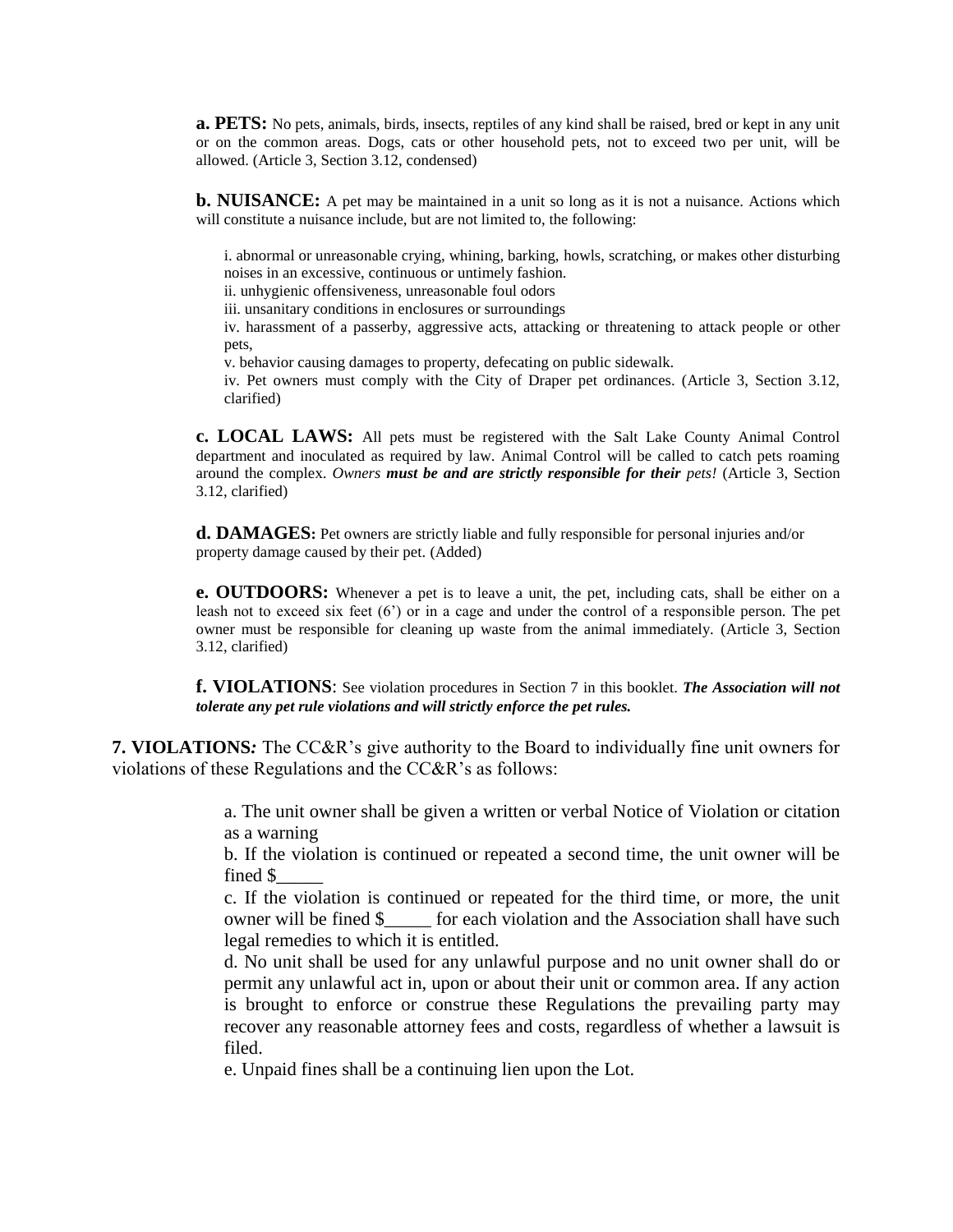**a. PETS:** No pets, animals, birds, insects, reptiles of any kind shall be raised, bred or kept in any unit or on the common areas. Dogs, cats or other household pets, not to exceed two per unit, will be allowed. (Article 3, Section 3.12, condensed)

**b. NUISANCE:** A pet may be maintained in a unit so long as it is not a nuisance. Actions which will constitute a nuisance include, but are not limited to, the following:

i. abnormal or unreasonable crying, whining, barking, howls, scratching, or makes other disturbing noises in an excessive, continuous or untimely fashion.
ii. unhygienic offensiveness, unreasonable foul odors
iii. unsanitary conditions in enclosures or surroundings
iv. harassment of a passerby, aggressive acts, attacking or threatening to attack people or other pets,
v. behavior causing damages to property, defecating on public sidewalk.
iv. Pet owners must comply with the City of Draper pet ordinances. (Article 3, Section 3.12, clarified)

**c. LOCAL LAWS:** All pets must be registered with the Salt Lake County Animal Control department and inoculated as required by law. Animal Control will be called to catch pets roaming around the complex. *Owners **must be and are strictly responsible for their** pets!* (Article 3, Section 3.12, clarified)

**d. DAMAGES:** Pet owners are strictly liable and fully responsible for personal injuries and/or property damage caused by their pet. (Added)

**e. OUTDOORS:** Whenever a pet is to leave a unit, the pet, including cats, shall be either on a leash not to exceed six feet (6') or in a cage and under the control of a responsible person. The pet owner must be responsible for cleaning up waste from the animal immediately. (Article 3, Section 3.12, clarified)

**f. VIOLATIONS**: See violation procedures in Section 7 in this booklet. ***The Association will not tolerate any pet rule violations and will strictly enforce the pet rules.***

**7. VIOLATIONS*:*** The CC&R's give authority to the Board to individually fine unit owners for violations of these Regulations and the CC&R's as follows:

a. The unit owner shall be given a written or verbal Notice of Violation or citation as a warning
b. If the violation is continued or repeated a second time, the unit owner will be fined $_____
c. If the violation is continued or repeated for the third time, or more, the unit owner will be fined $_____ for each violation and the Association shall have such legal remedies to which it is entitled.
d. No unit shall be used for any unlawful purpose and no unit owner shall do or permit any unlawful act in, upon or about their unit or common area. If any action is brought to enforce or construe these Regulations the prevailing party may recover any reasonable attorney fees and costs, regardless of whether a lawsuit is filed.
e. Unpaid fines shall be a continuing lien upon the Lot.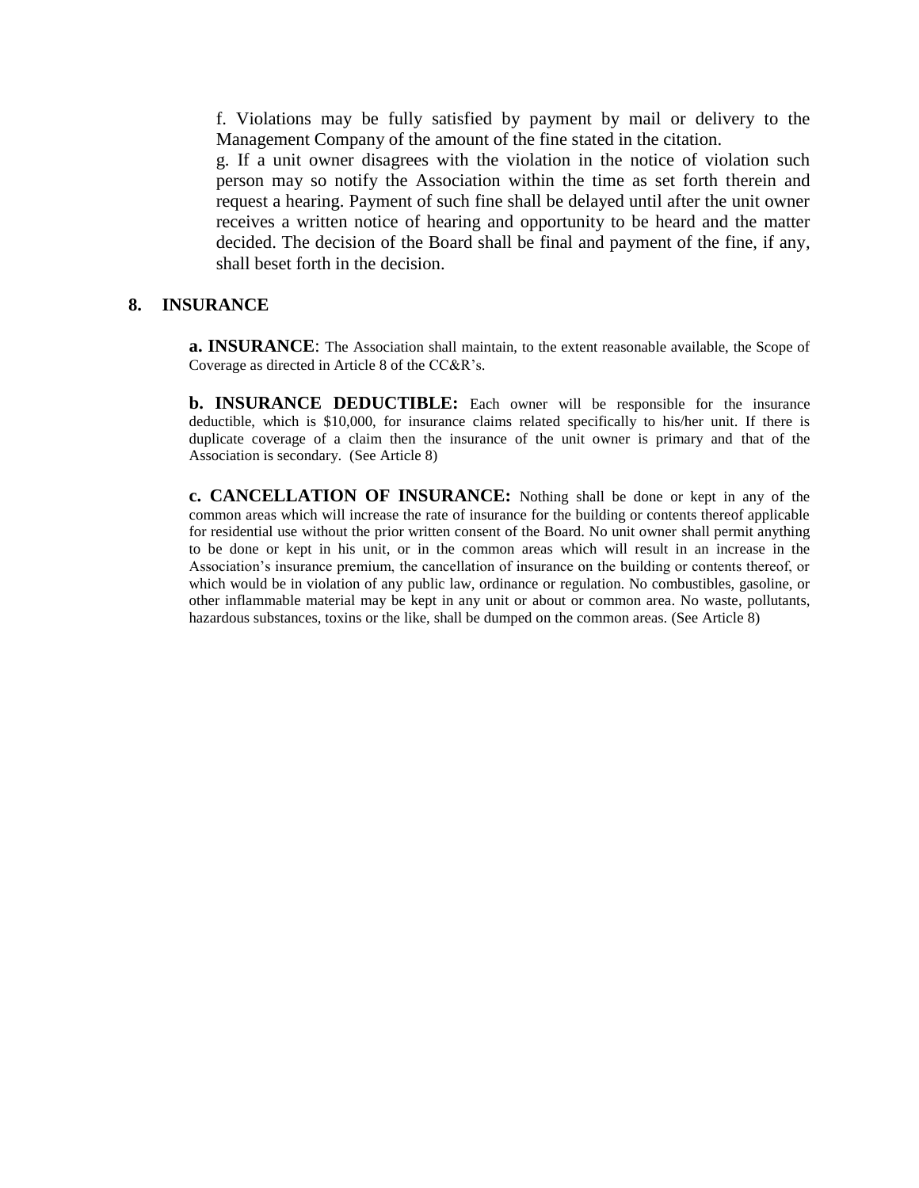f. Violations may be fully satisfied by payment by mail or delivery to the Management Company of the amount of the fine stated in the citation.

g. If a unit owner disagrees with the violation in the notice of violation such person may so notify the Association within the time as set forth therein and request a hearing. Payment of such fine shall be delayed until after the unit owner receives a written notice of hearing and opportunity to be heard and the matter decided. The decision of the Board shall be final and payment of the fine, if any, shall beset forth in the decision.

## 8. INSURANCE

**a. INSURANCE**: The Association shall maintain, to the extent reasonable available, the Scope of Coverage as directed in Article 8 of the CC&R's.

**b. INSURANCE DEDUCTIBLE:** Each owner will be responsible for the insurance deductible, which is $10,000, for insurance claims related specifically to his/her unit. If there is duplicate coverage of a claim then the insurance of the unit owner is primary and that of the Association is secondary. (See Article 8)

**c. CANCELLATION OF INSURANCE:** Nothing shall be done or kept in any of the common areas which will increase the rate of insurance for the building or contents thereof applicable for residential use without the prior written consent of the Board. No unit owner shall permit anything to be done or kept in his unit, or in the common areas which will result in an increase in the Association's insurance premium, the cancellation of insurance on the building or contents thereof, or which would be in violation of any public law, ordinance or regulation. No combustibles, gasoline, or other inflammable material may be kept in any unit or about or common area. No waste, pollutants, hazardous substances, toxins or the like, shall be dumped on the common areas. (See Article 8)